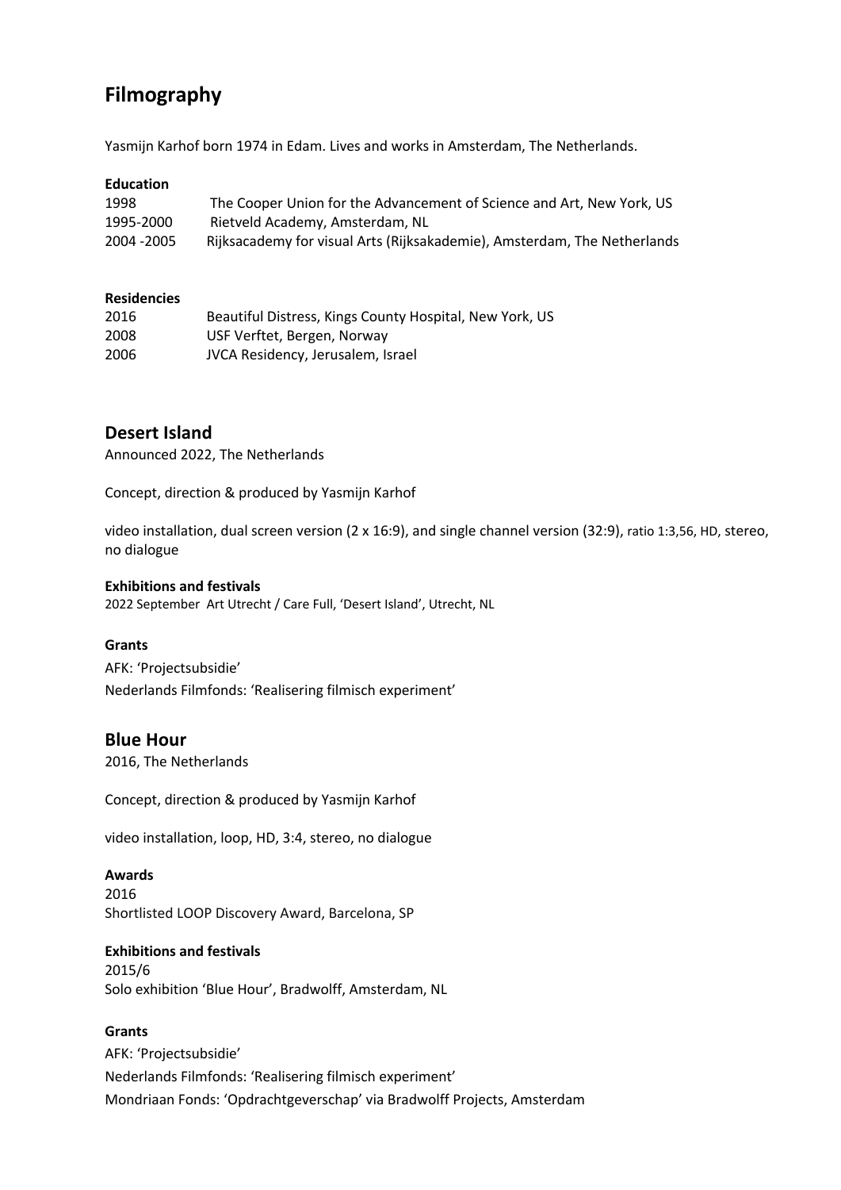# Filmography

Yasmijn Karhof born 1974 in Edam. Lives and works in Amsterdam, The Netherlands.

**Education**

| | |
|---|---|
| 1998 | The Cooper Union for the Advancement of Science and Art, New York, US |
| 1995-2000 | Rietveld Academy, Amsterdam, NL |
| 2004 -2005 | Rijksacademy for visual Arts (Rijksakademie), Amsterdam, The Netherlands |

**Residencies**

| | |
|---|---|
| 2016 | Beautiful Distress, Kings County Hospital, New York, US |
| 2008 | USF Verftet, Bergen, Norway |
| 2006 | JVCA Residency, Jerusalem, Israel |

## Desert Island

Announced 2022, The Netherlands

Concept, direction & produced by Yasmijn Karhof

video installation, dual screen version (2 x 16:9), and single channel version (32:9), ratio 1:3,56, HD, stereo, no dialogue

**Exhibitions and festivals**

2022 September Art Utrecht / Care Full, 'Desert Island', Utrecht, NL

**Grants**

AFK: 'Projectsubsidie'
Nederlands Filmfonds: 'Realisering filmisch experiment'

## Blue Hour

2016, The Netherlands

Concept, direction & produced by Yasmijn Karhof

video installation, loop, HD, 3:4, stereo, no dialogue

**Awards**

2016
Shortlisted LOOP Discovery Award, Barcelona, SP

**Exhibitions and festivals**

2015/6
Solo exhibition 'Blue Hour', Bradwolff, Amsterdam, NL

**Grants**

AFK: 'Projectsubsidie'
Nederlands Filmfonds: 'Realisering filmisch experiment'
Mondriaan Fonds: 'Opdrachtgeverschap' via Bradwolff Projects, Amsterdam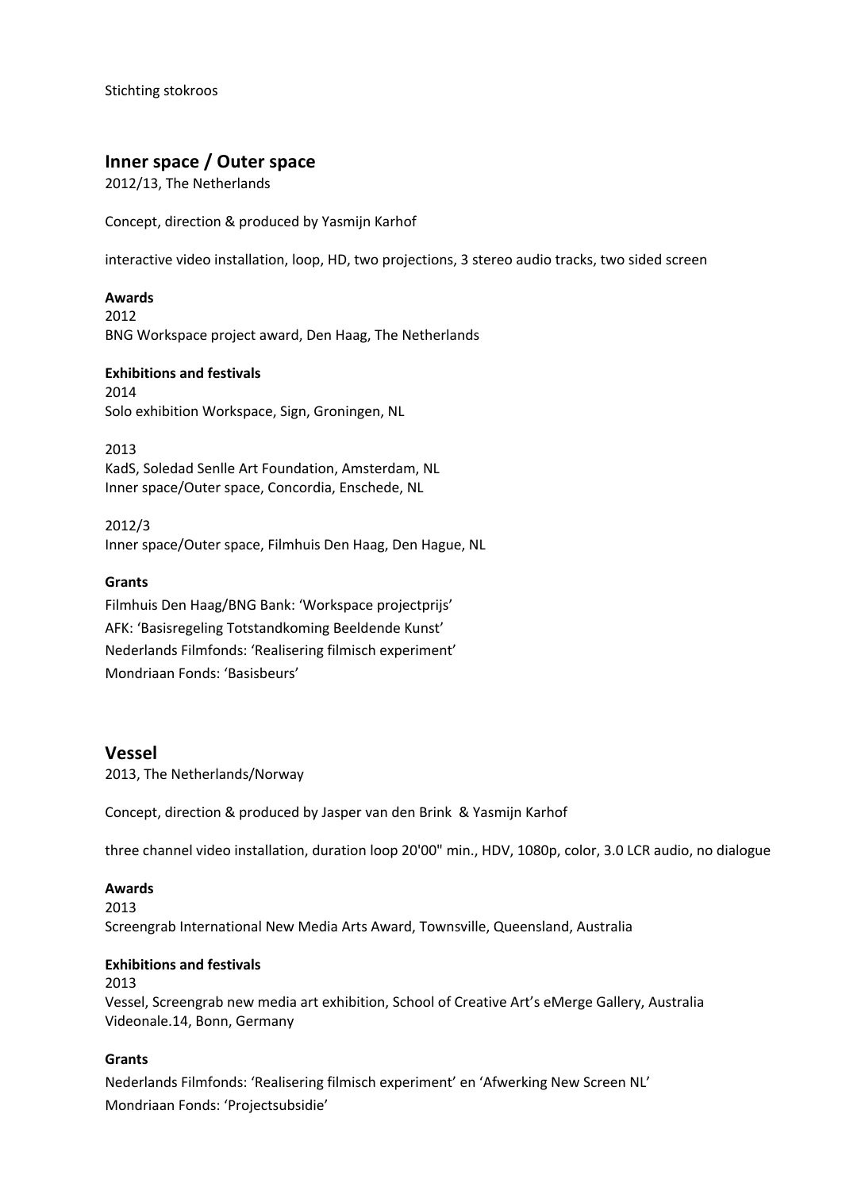Stichting stokroos

## Inner space / Outer space

2012/13, The Netherlands

Concept, direction & produced by Yasmijn Karhof

interactive video installation, loop, HD, two projections, 3 stereo audio tracks, two sided screen

**Awards**

2012
BNG Workspace project award, Den Haag, The Netherlands

**Exhibitions and festivals**

2014
Solo exhibition Workspace, Sign, Groningen, NL

2013
KadS, Soledad Senlle Art Foundation, Amsterdam, NL
Inner space/Outer space, Concordia, Enschede, NL

2012/3
Inner space/Outer space, Filmhuis Den Haag, Den Hague, NL

**Grants**

Filmhuis Den Haag/BNG Bank: 'Workspace projectprijs'
AFK: 'Basisregeling Totstandkoming Beeldende Kunst'
Nederlands Filmfonds: 'Realisering filmisch experiment'
Mondriaan Fonds: 'Basisbeurs'

## Vessel

2013, The Netherlands/Norway

Concept, direction & produced by Jasper van den Brink & Yasmijn Karhof

three channel video installation, duration loop 20'00" min., HDV, 1080p, color, 3.0 LCR audio, no dialogue

**Awards**

2013
Screengrab International New Media Arts Award, Townsville, Queensland, Australia

**Exhibitions and festivals**

2013
Vessel, Screengrab new media art exhibition, School of Creative Art's eMerge Gallery, Australia
Videonale.14, Bonn, Germany

**Grants**

Nederlands Filmfonds: 'Realisering filmisch experiment' en 'Afwerking New Screen NL'
Mondriaan Fonds: 'Projectsubsidie'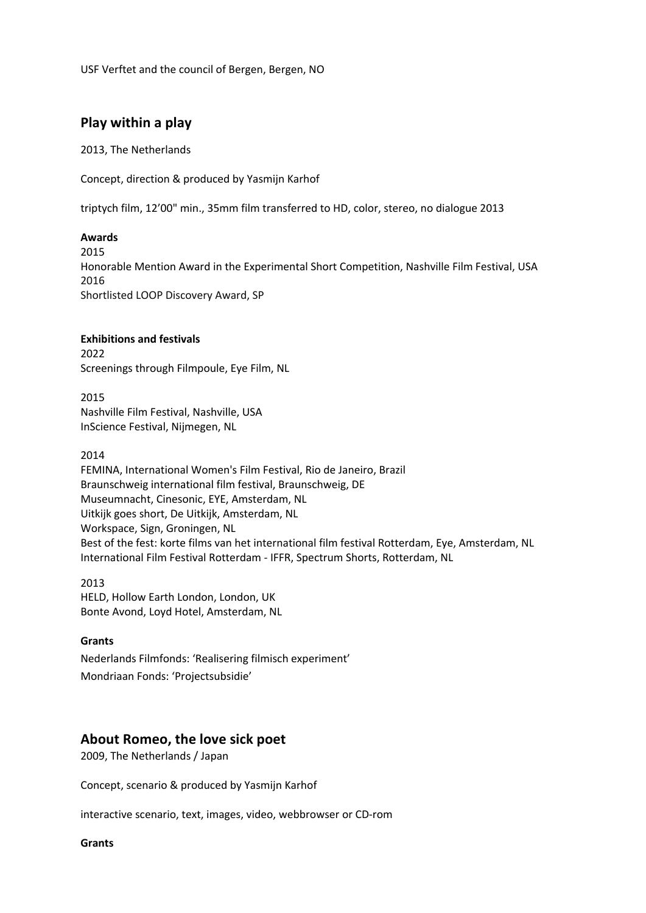USF Verftet and the council of Bergen, Bergen, NO

## Play within a play

2013, The Netherlands

Concept, direction & produced by Yasmijn Karhof

triptych film, 12’00" min., 35mm film transferred to HD, color, stereo, no dialogue 2013

**Awards**

2015
Honorable Mention Award in the Experimental Short Competition, Nashville Film Festival, USA
2016
Shortlisted LOOP Discovery Award, SP

**Exhibitions and festivals**

2022
Screenings through Filmpoule, Eye Film, NL

2015
Nashville Film Festival, Nashville, USA
InScience Festival, Nijmegen, NL

2014
FEMINA, International Women's Film Festival, Rio de Janeiro, Brazil
Braunschweig international film festival, Braunschweig, DE
Museumnacht, Cinesonic, EYE, Amsterdam, NL
Uitkijk goes short, De Uitkijk, Amsterdam, NL
Workspace, Sign, Groningen, NL
Best of the fest: korte films van het international film festival Rotterdam, Eye, Amsterdam, NL
International Film Festival Rotterdam - IFFR, Spectrum Shorts, Rotterdam, NL

2013
HELD, Hollow Earth London, London, UK
Bonte Avond, Loyd Hotel, Amsterdam, NL

**Grants**

Nederlands Filmfonds: ‘Realisering filmisch experiment’
Mondriaan Fonds: ‘Projectsubsidie’

## About Romeo, the love sick poet

2009, The Netherlands / Japan

Concept, scenario & produced by Yasmijn Karhof

interactive scenario, text, images, video, webbrowser or CD-rom

**Grants**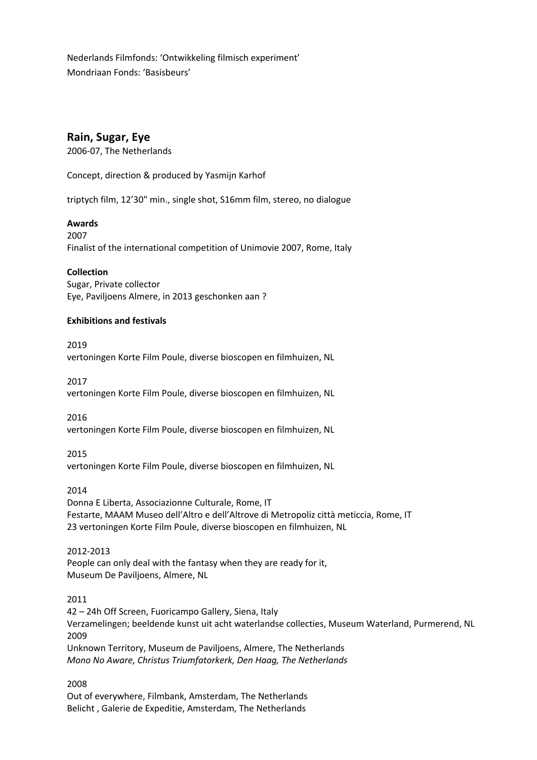Nederlands Filmfonds: ‘Ontwikkeling filmisch experiment’
Mondriaan Fonds: ‘Basisbeurs’

## Rain, Sugar, Eye

2006-07, The Netherlands

Concept, direction & produced by Yasmijn Karhof

triptych film, 12’30" min., single shot, S16mm film, stereo, no dialogue

**Awards**

2007
Finalist of the international competition of Unimovie 2007, Rome, Italy

**Collection**

Sugar, Private collector
Eye, Paviljoens Almere, in 2013 geschonken aan ?

**Exhibitions and festivals**

2019
vertoningen Korte Film Poule, diverse bioscopen en filmhuizen, NL

2017
vertoningen Korte Film Poule, diverse bioscopen en filmhuizen, NL

2016
vertoningen Korte Film Poule, diverse bioscopen en filmhuizen, NL

2015
vertoningen Korte Film Poule, diverse bioscopen en filmhuizen, NL

2014
Donna E Liberta, Associazionne Culturale, Rome, IT
Festarte, MAAM Museo dell’Altro e dell’Altrove di Metropoliz città meticcia, Rome, IT
23 vertoningen Korte Film Poule, diverse bioscopen en filmhuizen, NL

2012-2013
People can only deal with the fantasy when they are ready for it,
Museum De Paviljoens, Almere, NL

2011
42 – 24h Off Screen, Fuoricampo Gallery, Siena, Italy
Verzamelingen; beeldende kunst uit acht waterlandse collecties, Museum Waterland, Purmerend, NL
2009
Unknown Territory, Museum de Paviljoens, Almere, The Netherlands
*Mono No Aware, Christus Triumfatorkerk, Den Haag, The Netherlands*

2008
Out of everywhere, Filmbank, Amsterdam, The Netherlands
Belicht , Galerie de Expeditie, Amsterdam, The Netherlands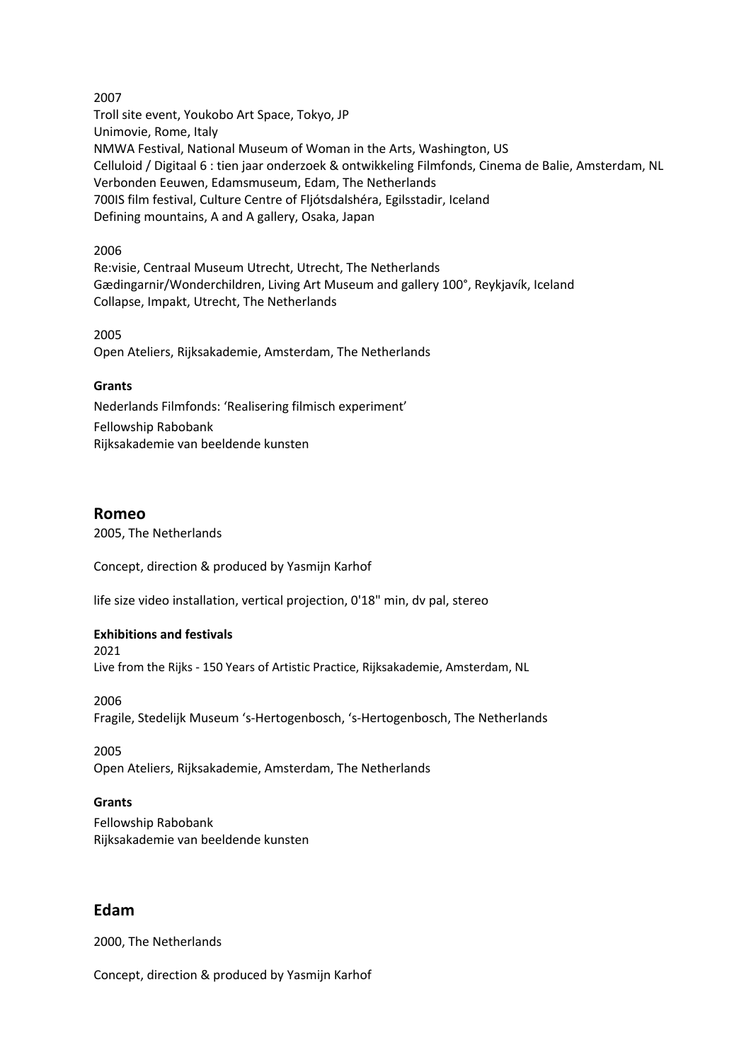2007
Troll site event, Youkobo Art Space, Tokyo, JP
Unimovie, Rome, Italy
NMWA Festival, National Museum of Woman in the Arts, Washington, US
Celluloid / Digitaal 6 : tien jaar onderzoek & ontwikkeling Filmfonds, Cinema de Balie, Amsterdam, NL
Verbonden Eeuwen, Edamsmuseum, Edam, The Netherlands
700IS film festival, Culture Centre of Fljótsdalshéra, Egilsstadir, Iceland
Defining mountains, A and A gallery, Osaka, Japan

2006
Re:visie, Centraal Museum Utrecht, Utrecht, The Netherlands
Gædingarnir/Wonderchildren, Living Art Museum and gallery 100°, Reykjavík, Iceland
Collapse, Impakt, Utrecht, The Netherlands

2005
Open Ateliers, Rijksakademie, Amsterdam, The Netherlands

**Grants**

Nederlands Filmfonds: 'Realisering filmisch experiment'
Fellowship Rabobank
Rijksakademie van beeldende kunsten

## Romeo

2005, The Netherlands

Concept, direction & produced by Yasmijn Karhof

life size video installation, vertical projection, 0'18" min, dv pal, stereo

**Exhibitions and festivals**

2021
Live from the Rijks - 150 Years of Artistic Practice, Rijksakademie, Amsterdam, NL

2006
Fragile, Stedelijk Museum 's-Hertogenbosch, 's-Hertogenbosch, The Netherlands

2005
Open Ateliers, Rijksakademie, Amsterdam, The Netherlands

**Grants**

Fellowship Rabobank
Rijksakademie van beeldende kunsten

## Edam

2000, The Netherlands

Concept, direction & produced by Yasmijn Karhof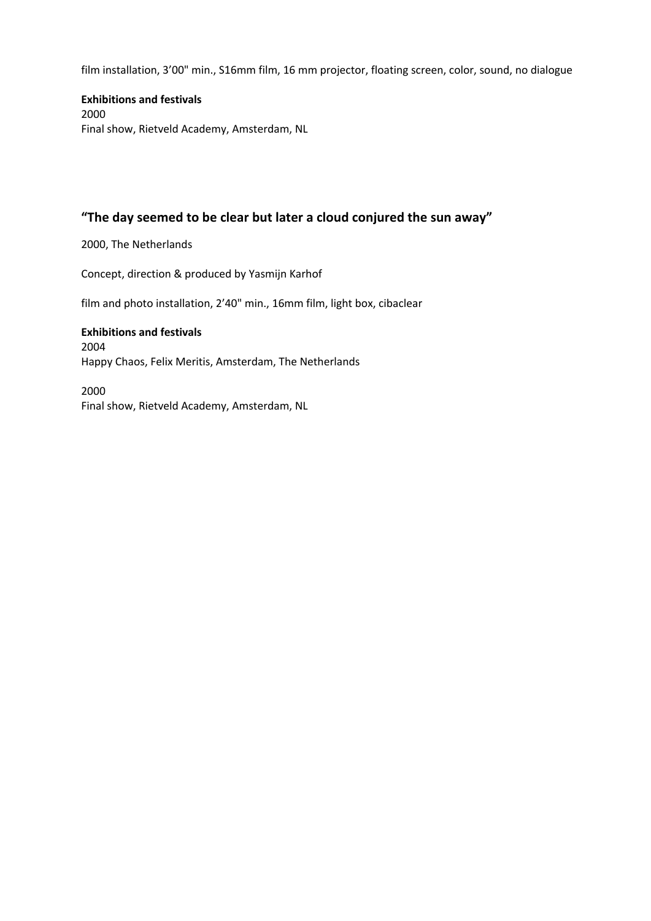film installation, 3’00" min., S16mm film, 16 mm projector, floating screen, color, sound, no dialogue

**Exhibitions and festivals**
2000
Final show, Rietveld Academy, Amsterdam, NL

## “The day seemed to be clear but later a cloud conjured the sun away”

2000, The Netherlands

Concept, direction & produced by Yasmijn Karhof

film and photo installation, 2’40" min., 16mm film, light box, cibaclear

**Exhibitions and festivals**
2004
Happy Chaos, Felix Meritis, Amsterdam, The Netherlands

2000
Final show, Rietveld Academy, Amsterdam, NL